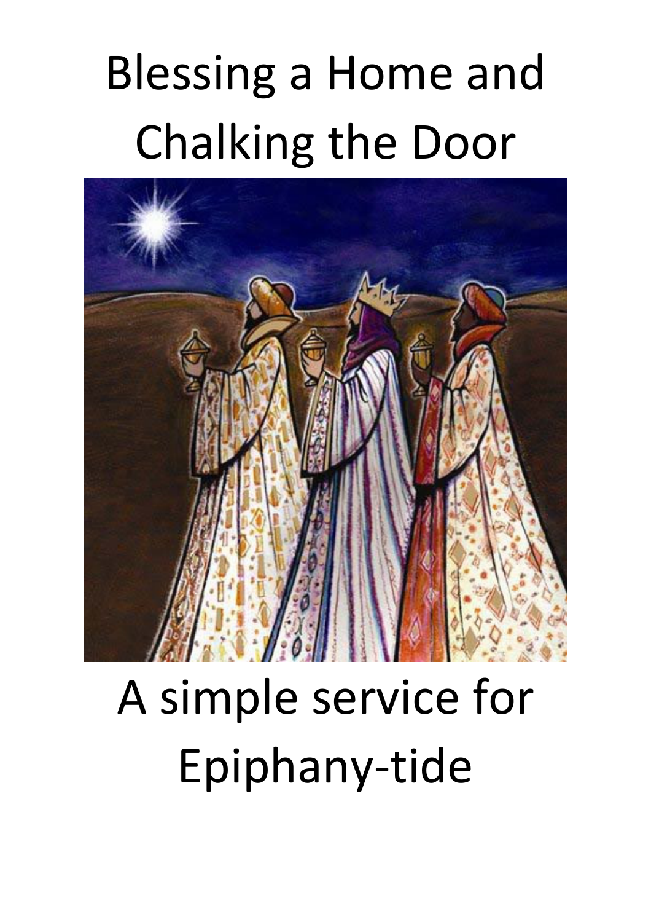# Blessing a Home and Chalking the Door

A simple service for Epiphany-tide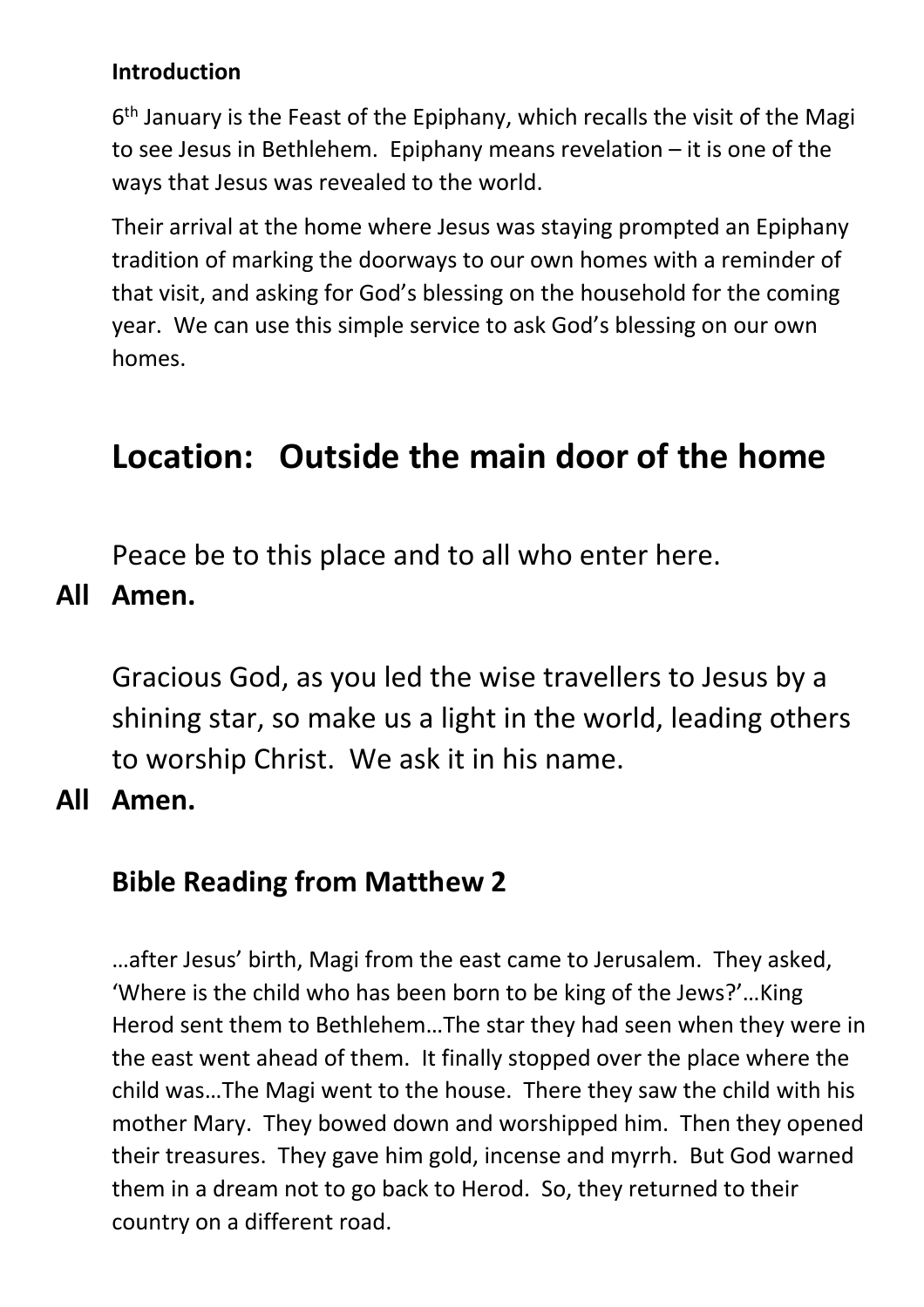**Introduction**

6th January is the Feast of the Epiphany, which recalls the visit of the Magi to see Jesus in Bethlehem. Epiphany means revelation – it is one of the ways that Jesus was revealed to the world.

Their arrival at the home where Jesus was staying prompted an Epiphany tradition of marking the doorways to our own homes with a reminder of that visit, and asking for God's blessing on the household for the coming year. We can use this simple service to ask God's blessing on our own homes.

# Location: Outside the main door of the home

Peace be to this place and to all who enter here.

**All Amen.**

Gracious God, as you led the wise travellers to Jesus by a shining star, so make us a light in the world, leading others to worship Christ. We ask it in his name.

**All Amen.**

## Bible Reading from Matthew 2

…after Jesus' birth, Magi from the east came to Jerusalem. They asked, 'Where is the child who has been born to be king of the Jews?'…King Herod sent them to Bethlehem…The star they had seen when they were in the east went ahead of them. It finally stopped over the place where the child was…The Magi went to the house. There they saw the child with his mother Mary. They bowed down and worshipped him. Then they opened their treasures. They gave him gold, incense and myrrh. But God warned them in a dream not to go back to Herod. So, they returned to their country on a different road.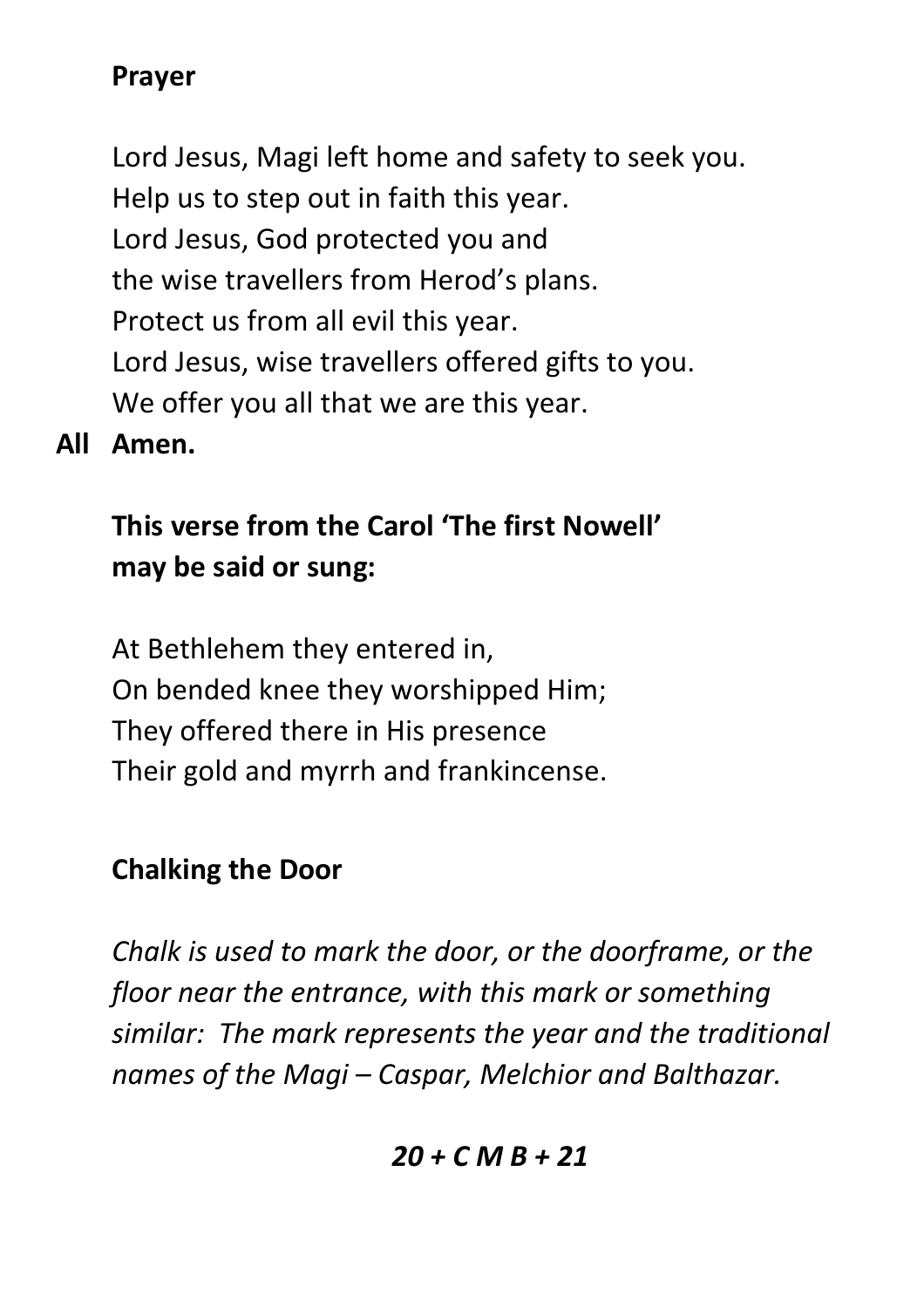**Prayer**

Lord Jesus, Magi left home and safety to seek you.
Help us to step out in faith this year.
Lord Jesus, God protected you and
the wise travellers from Herod's plans.
Protect us from all evil this year.
Lord Jesus, wise travellers offered gifts to you.
We offer you all that we are this year.

**All Amen.**

**This verse from the Carol 'The first Nowell' may be said or sung:**

At Bethlehem they entered in,
On bended knee they worshipped Him;
They offered there in His presence
Their gold and myrrh and frankincense.

**Chalking the Door**

*Chalk is used to mark the door, or the doorframe, or the floor near the entrance, with this mark or something similar: The mark represents the year and the traditional names of the Magi – Caspar, Melchior and Balthazar.*

***20 + C M B + 21***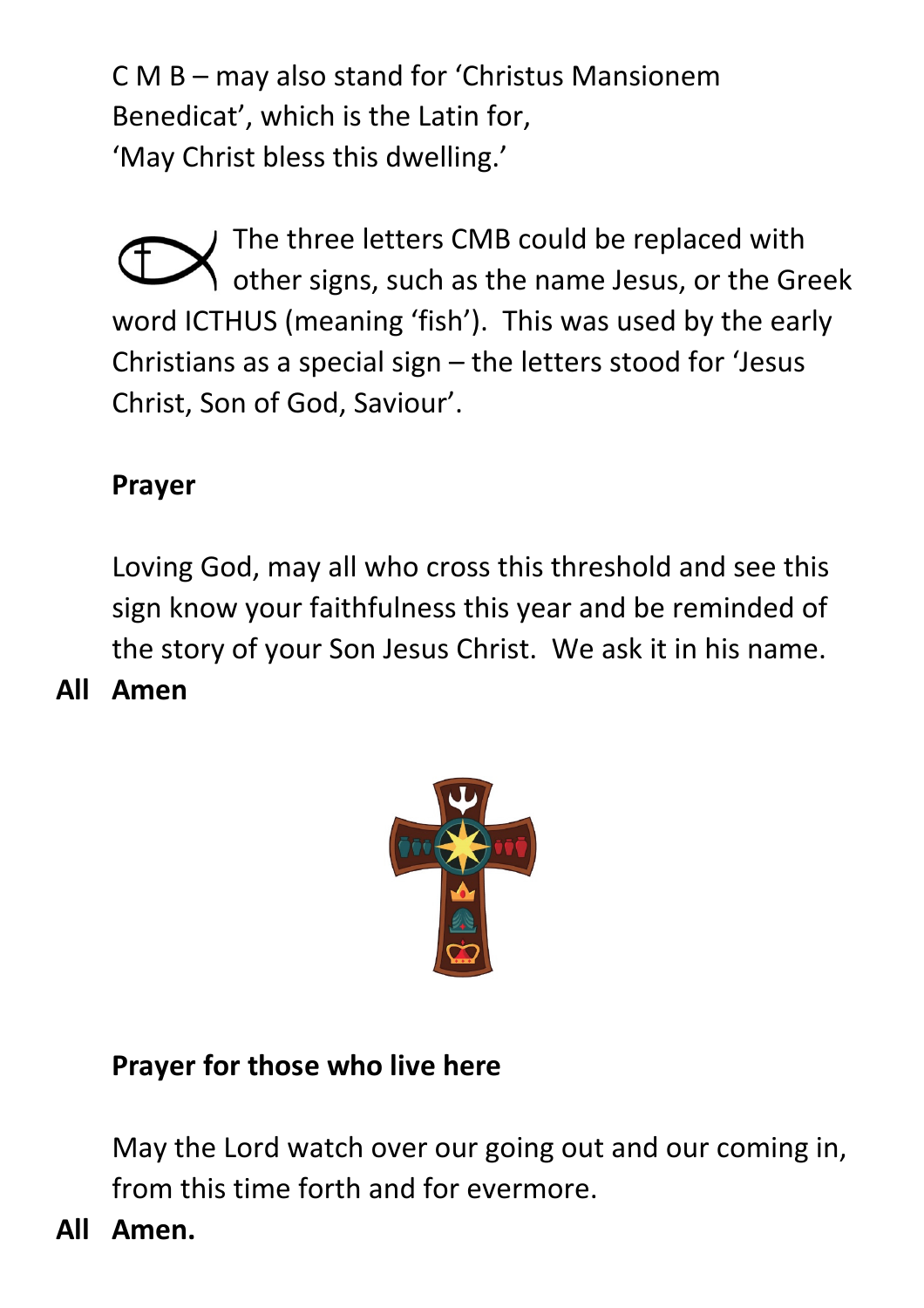C M B – may also stand for 'Christus Mansionem Benedicat', which is the Latin for, 'May Christ bless this dwelling.'

The three letters CMB could be replaced with other signs, such as the name Jesus, or the Greek word ICTHUS (meaning 'fish'). This was used by the early Christians as a special sign – the letters stood for 'Jesus Christ, Son of God, Saviour'.

**Prayer**

Loving God, may all who cross this threshold and see this sign know your faithfulness this year and be reminded of the story of your Son Jesus Christ. We ask it in his name.

**All Amen**

**Prayer for those who live here**

May the Lord watch over our going out and our coming in, from this time forth and for evermore.

**All Amen.**